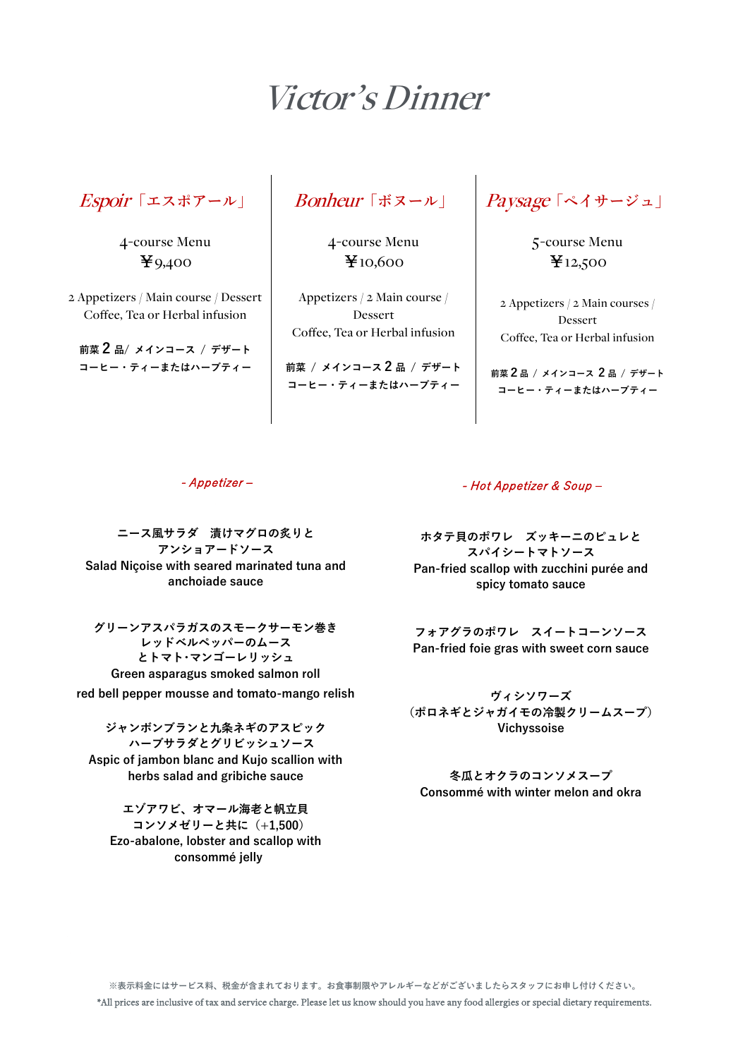# *Victor's Dinner*

## *Espoir*「エスポアール」

4-course Menu
¥9,400

2 Appetizers / Main course / Dessert
Coffee, Tea or Herbal infusion

前菜 2 品/ メインコース / デザート
コーヒー・ティーまたはハーブティー

## *Bonheur*「ボヌール」

4-course Menu
¥10,600

Appetizers / 2 Main course / Dessert
Coffee, Tea or Herbal infusion

前菜 / メインコース 2 品 / デザート
コーヒー・ティーまたはハーブティー

## *Paysage*「ペイサージュ」

5-course Menu
¥12,500

2 Appetizers / 2 Main courses / Dessert
Coffee, Tea or Herbal infusion

前菜 2 品 / メインコース 2 品 / デザート
コーヒー・ティーまたはハーブティー

### *- Appetizer –*

**ニース風サラダ　漬けマグロの炙りと アンショアードソース**
**Salad Niçoise with seared marinated tuna and anchoiade sauce**

**グリーンアスパラガスのスモークサーモン巻き レッドベルペッパーのムース とトマト･マンゴーレリッシュ**
**Green asparagus smoked salmon roll red bell pepper mousse and tomato-mango relish**

**ジャンボンブランと九条ネギのアスピック ハーブサラダとグリビッシュソース**
**Aspic of jambon blanc and Kujo scallion with herbs salad and gribiche sauce**

**エゾアワビ、オマール海老と帆立貝 コンソメゼリーと共に（+1,500）**
**Ezo-abalone, lobster and scallop with consommé jelly**

### *- Hot Appetizer & Soup –*

**ホタテ貝のポワレ　ズッキーニのピュレと スパイシートマトソース**
**Pan-fried scallop with zucchini purée and spicy tomato sauce**

**フォアグラのポワレ　スイートコーンソース**
**Pan-fried foie gras with sweet corn sauce**

**ヴィシソワーズ （ポロネギとジャガイモの冷製クリームスープ）**
**Vichyssoise**

**冬瓜とオクラのコンソメスープ**
**Consommé with winter melon and okra**

※表示料金にはサービス料、税金が含まれております。お食事制限やアレルギーなどがございましたらスタッフにお申し付けください。
*All prices are inclusive of tax and service charge. Please let us know should you have any food allergies or special dietary requirements.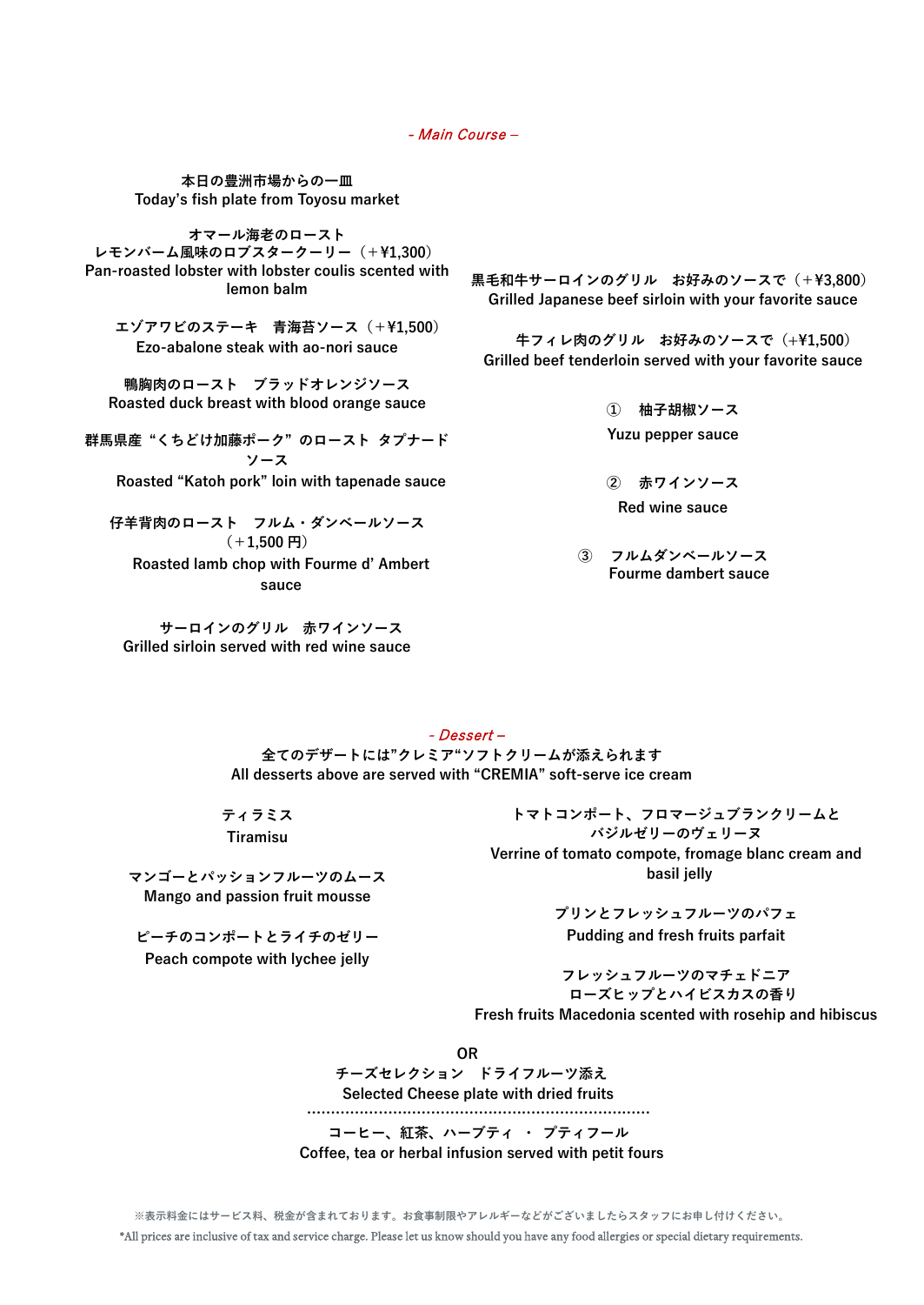## *- Main Course –*

本日の豊洲市場からの一皿
Today's fish plate from Toyosu market

オマール海老のロースト
レモンバーム風味のロブスタークーリー（＋¥1,300）
Pan-roasted lobster with lobster coulis scented with lemon balm

エゾアワビのステーキ　青海苔ソース（＋¥1,500）
Ezo-abalone steak with ao-nori sauce

鴨胸肉のロースト　ブラッドオレンジソース
Roasted duck breast with blood orange sauce

群馬県産 "くちどけ加藤ポーク" のロースト タプナードソース
Roasted "Katoh pork" loin with tapenade sauce

仔羊背肉のロースト　フルム・ダンベールソース（＋1,500 円）
Roasted lamb chop with Fourme d' Ambert sauce

サーロインのグリル　赤ワインソース
Grilled sirloin served with red wine sauce

黒毛和牛サーロインのグリル　お好みのソースで（＋¥3,800）
Grilled Japanese beef sirloin with your favorite sauce

牛フィレ肉のグリル　お好みのソースで（+¥1,500）
Grilled beef tenderloin served with your favorite sauce

① 柚子胡椒ソース
Yuzu pepper sauce

② 赤ワインソース
Red wine sauce

③ フルムダンベールソース
Fourme dambert sauce

## *- Dessert –*

全てのデザートには"クレミア"ソフトクリームが添えられます
All desserts above are served with "CREMIA" soft-serve ice cream

ティラミス
Tiramisu

マンゴーとパッションフルーツのムース
Mango and passion fruit mousse

ピーチのコンポートとライチのゼリー
Peach compote with lychee jelly

トマトコンポート、フロマージュブランクリームとバジルゼリーのヴェリーヌ
Verrine of tomato compote, fromage blanc cream and basil jelly

プリンとフレッシュフルーツのパフェ
Pudding and fresh fruits parfait

フレッシュフルーツのマチェドニア
ローズヒップとハイビスカスの香り
Fresh fruits Macedonia scented with rosehip and hibiscus

OR

チーズセレクション　ドライフルーツ添え
Selected Cheese plate with dried fruits

.........................................................................

コーヒー、紅茶、ハーブティ ・ プティフール
Coffee, tea or herbal infusion served with petit fours

※表示料金にはサービス料、税金が含まれております。お食事制限やアレルギーなどがございましたらスタッフにお申し付けください。
*All prices are inclusive of tax and service charge. Please let us know should you have any food allergies or special dietary requirements.